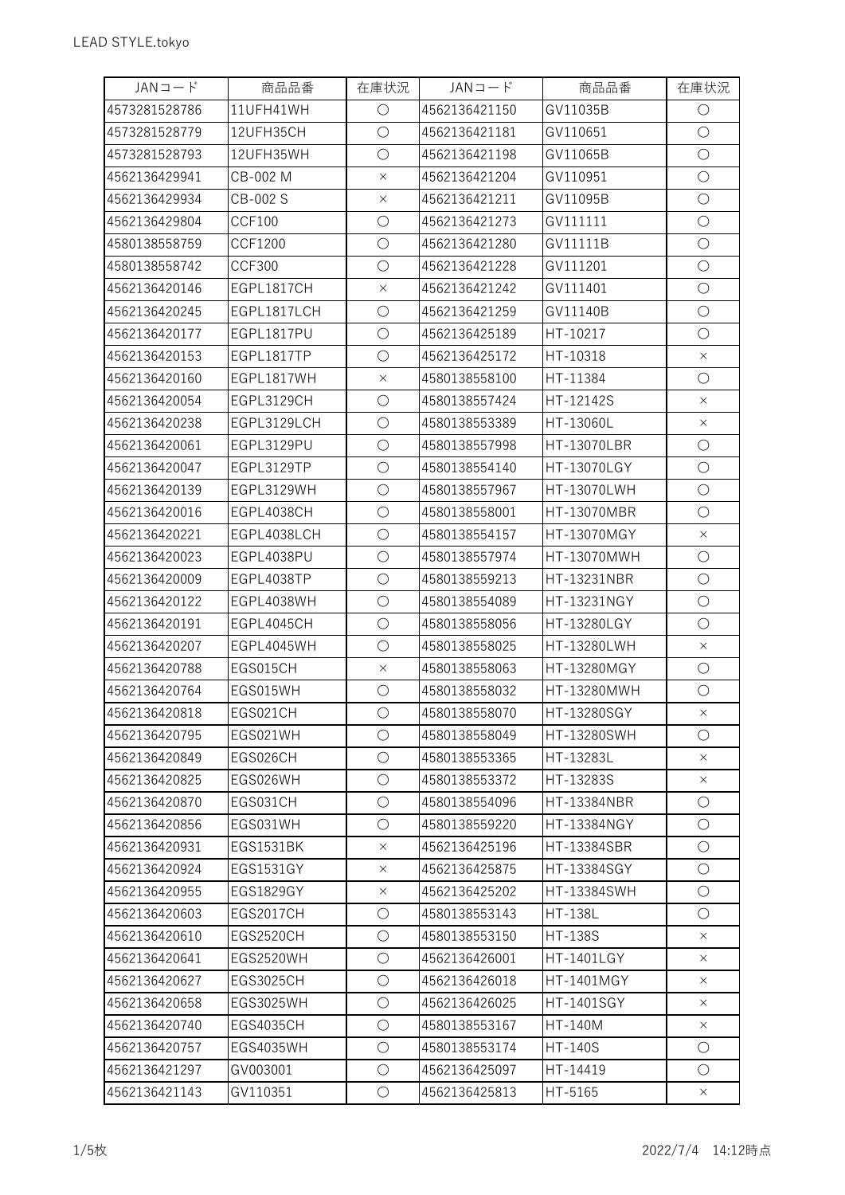| JANコード | 商品品番 | 在庫状況 | JANコード | 商品品番 | 在庫状況 |
| --- | --- | --- | --- | --- | --- |
| 4573281528786 | 11UFH41WH | 〇 | 4562136421150 | GV11035B | 〇 |
| 4573281528779 | 12UFH35CH | 〇 | 4562136421181 | GV110651 | 〇 |
| 4573281528793 | 12UFH35WH | 〇 | 4562136421198 | GV11065B | 〇 |
| 4562136429941 | CB-002 M | × | 4562136421204 | GV110951 | 〇 |
| 4562136429934 | CB-002 S | × | 4562136421211 | GV11095B | 〇 |
| 4562136429804 | CCF100 | 〇 | 4562136421273 | GV111111 | 〇 |
| 4580138558759 | CCF1200 | 〇 | 4562136421280 | GV11111B | 〇 |
| 4580138558742 | CCF300 | 〇 | 4562136421228 | GV111201 | 〇 |
| 4562136420146 | EGPL1817CH | × | 4562136421242 | GV111401 | 〇 |
| 4562136420245 | EGPL1817LCH | 〇 | 4562136421259 | GV11140B | 〇 |
| 4562136420177 | EGPL1817PU | 〇 | 4562136425189 | HT-10217 | 〇 |
| 4562136420153 | EGPL1817TP | 〇 | 4562136425172 | HT-10318 | × |
| 4562136420160 | EGPL1817WH | × | 4580138558100 | HT-11384 | 〇 |
| 4562136420054 | EGPL3129CH | 〇 | 4580138557424 | HT-12142S | × |
| 4562136420238 | EGPL3129LCH | 〇 | 4580138553389 | HT-13060L | × |
| 4562136420061 | EGPL3129PU | 〇 | 4580138557998 | HT-13070LBR | 〇 |
| 4562136420047 | EGPL3129TP | 〇 | 4580138554140 | HT-13070LGY | 〇 |
| 4562136420139 | EGPL3129WH | 〇 | 4580138557967 | HT-13070LWH | 〇 |
| 4562136420016 | EGPL4038CH | 〇 | 4580138558001 | HT-13070MBR | 〇 |
| 4562136420221 | EGPL4038LCH | 〇 | 4580138554157 | HT-13070MGY | × |
| 4562136420023 | EGPL4038PU | 〇 | 4580138557974 | HT-13070MWH | 〇 |
| 4562136420009 | EGPL4038TP | 〇 | 4580138559213 | HT-13231NBR | 〇 |
| 4562136420122 | EGPL4038WH | 〇 | 4580138554089 | HT-13231NGY | 〇 |
| 4562136420191 | EGPL4045CH | 〇 | 4580138558056 | HT-13280LGY | 〇 |
| 4562136420207 | EGPL4045WH | 〇 | 4580138558025 | HT-13280LWH | × |
| 4562136420788 | EGS015CH | × | 4580138558063 | HT-13280MGY | 〇 |
| 4562136420764 | EGS015WH | 〇 | 4580138558032 | HT-13280MWH | 〇 |
| 4562136420818 | EGS021CH | 〇 | 4580138558070 | HT-13280SGY | × |
| 4562136420795 | EGS021WH | 〇 | 4580138558049 | HT-13280SWH | 〇 |
| 4562136420849 | EGS026CH | 〇 | 4580138553365 | HT-13283L | × |
| 4562136420825 | EGS026WH | 〇 | 4580138553372 | HT-13283S | × |
| 4562136420870 | EGS031CH | 〇 | 4580138554096 | HT-13384NBR | 〇 |
| 4562136420856 | EGS031WH | 〇 | 4580138559220 | HT-13384NGY | 〇 |
| 4562136420931 | EGS1531BK | × | 4562136425196 | HT-13384SBR | 〇 |
| 4562136420924 | EGS1531GY | × | 4562136425875 | HT-13384SGY | 〇 |
| 4562136420955 | EGS1829GY | × | 4562136425202 | HT-13384SWH | 〇 |
| 4562136420603 | EGS2017CH | 〇 | 4580138553143 | HT-138L | 〇 |
| 4562136420610 | EGS2520CH | 〇 | 4580138553150 | HT-138S | × |
| 4562136420641 | EGS2520WH | 〇 | 4562136426001 | HT-1401LGY | × |
| 4562136420627 | EGS3025CH | 〇 | 4562136426018 | HT-1401MGY | × |
| 4562136420658 | EGS3025WH | 〇 | 4562136426025 | HT-1401SGY | × |
| 4562136420740 | EGS4035CH | 〇 | 4580138553167 | HT-140M | × |
| 4562136420757 | EGS4035WH | 〇 | 4580138553174 | HT-140S | 〇 |
| 4562136421297 | GV003001 | 〇 | 4562136425097 | HT-14419 | 〇 |
| 4562136421143 | GV110351 | 〇 | 4562136425813 | HT-5165 | × |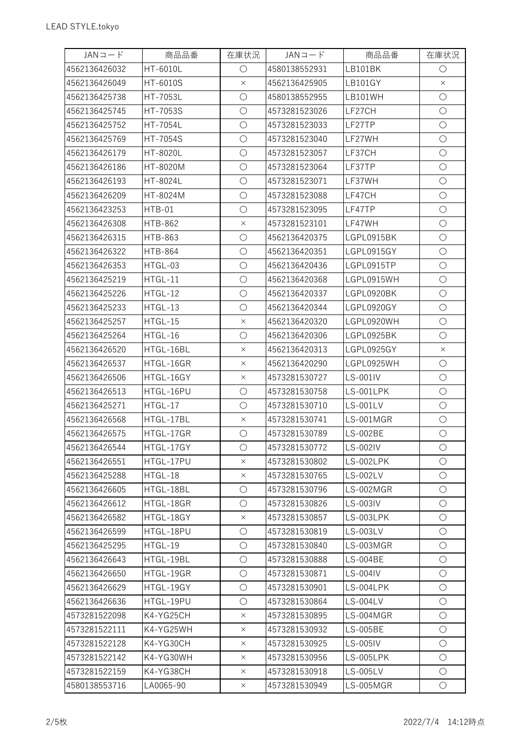| JANコード | 商品品番 | 在庫状況 | JANコード | 商品品番 | 在庫状況 |
|---|---|---|---|---|---|
| 4562136426032 | HT-6010L | ○ | 4580138552931 | LB101BK | ○ |
| 4562136426049 | HT-6010S | × | 4562136425905 | LB101GY | × |
| 4562136425738 | HT-7053L | ○ | 4580138552955 | LB101WH | ○ |
| 4562136425745 | HT-7053S | ○ | 4573281523026 | LF27CH | ○ |
| 4562136425752 | HT-7054L | ○ | 4573281523033 | LF27TP | ○ |
| 4562136425769 | HT-7054S | ○ | 4573281523040 | LF27WH | ○ |
| 4562136426179 | HT-8020L | ○ | 4573281523057 | LF37CH | ○ |
| 4562136426186 | HT-8020M | ○ | 4573281523064 | LF37TP | ○ |
| 4562136426193 | HT-8024L | ○ | 4573281523071 | LF37WH | ○ |
| 4562136426209 | HT-8024M | ○ | 4573281523088 | LF47CH | ○ |
| 4562136423253 | HTB-01 | ○ | 4573281523095 | LF47TP | ○ |
| 4562136426308 | HTB-862 | × | 4573281523101 | LF47WH | ○ |
| 4562136426315 | HTB-863 | ○ | 4562136420375 | LGPL0915BK | ○ |
| 4562136426322 | HTB-864 | ○ | 4562136420351 | LGPL0915GY | ○ |
| 4562136426353 | HTGL-03 | ○ | 4562136420436 | LGPL0915TP | ○ |
| 4562136425219 | HTGL-11 | ○ | 4562136420368 | LGPL0915WH | ○ |
| 4562136425226 | HTGL-12 | ○ | 4562136420337 | LGPL0920BK | ○ |
| 4562136425233 | HTGL-13 | ○ | 4562136420344 | LGPL0920GY | ○ |
| 4562136425257 | HTGL-15 | × | 4562136420320 | LGPL0920WH | ○ |
| 4562136425264 | HTGL-16 | ○ | 4562136420306 | LGPL0925BK | ○ |
| 4562136426520 | HTGL-16BL | × | 4562136420313 | LGPL0925GY | × |
| 4562136426537 | HTGL-16GR | × | 4562136420290 | LGPL0925WH | ○ |
| 4562136426506 | HTGL-16GY | × | 4573281530727 | LS-001IV | ○ |
| 4562136426513 | HTGL-16PU | ○ | 4573281530758 | LS-001LPK | ○ |
| 4562136425271 | HTGL-17 | ○ | 4573281530710 | LS-001LV | ○ |
| 4562136426568 | HTGL-17BL | × | 4573281530741 | LS-001MGR | ○ |
| 4562136426575 | HTGL-17GR | ○ | 4573281530789 | LS-002BE | ○ |
| 4562136426544 | HTGL-17GY | ○ | 4573281530772 | LS-002IV | ○ |
| 4562136426551 | HTGL-17PU | × | 4573281530802 | LS-002LPK | ○ |
| 4562136425288 | HTGL-18 | × | 4573281530765 | LS-002LV | ○ |
| 4562136426605 | HTGL-18BL | ○ | 4573281530796 | LS-002MGR | ○ |
| 4562136426612 | HTGL-18GR | ○ | 4573281530826 | LS-003IV | ○ |
| 4562136426582 | HTGL-18GY | × | 4573281530857 | LS-003LPK | ○ |
| 4562136426599 | HTGL-18PU | ○ | 4573281530819 | LS-003LV | ○ |
| 4562136425295 | HTGL-19 | ○ | 4573281530840 | LS-003MGR | ○ |
| 4562136426643 | HTGL-19BL | ○ | 4573281530888 | LS-004BE | ○ |
| 4562136426650 | HTGL-19GR | ○ | 4573281530871 | LS-004IV | ○ |
| 4562136426629 | HTGL-19GY | ○ | 4573281530901 | LS-004LPK | ○ |
| 4562136426636 | HTGL-19PU | ○ | 4573281530864 | LS-004LV | ○ |
| 4573281522098 | K4-YG25CH | × | 4573281530895 | LS-004MGR | ○ |
| 4573281522111 | K4-YG25WH | × | 4573281530932 | LS-005BE | ○ |
| 4573281522128 | K4-YG30CH | × | 4573281530925 | LS-005IV | ○ |
| 4573281522142 | K4-YG30WH | × | 4573281530956 | LS-005LPK | ○ |
| 4573281522159 | K4-YG38CH | × | 4573281530918 | LS-005LV | ○ |
| 4580138553716 | LA0065-90 | × | 4573281530949 | LS-005MGR | ○ |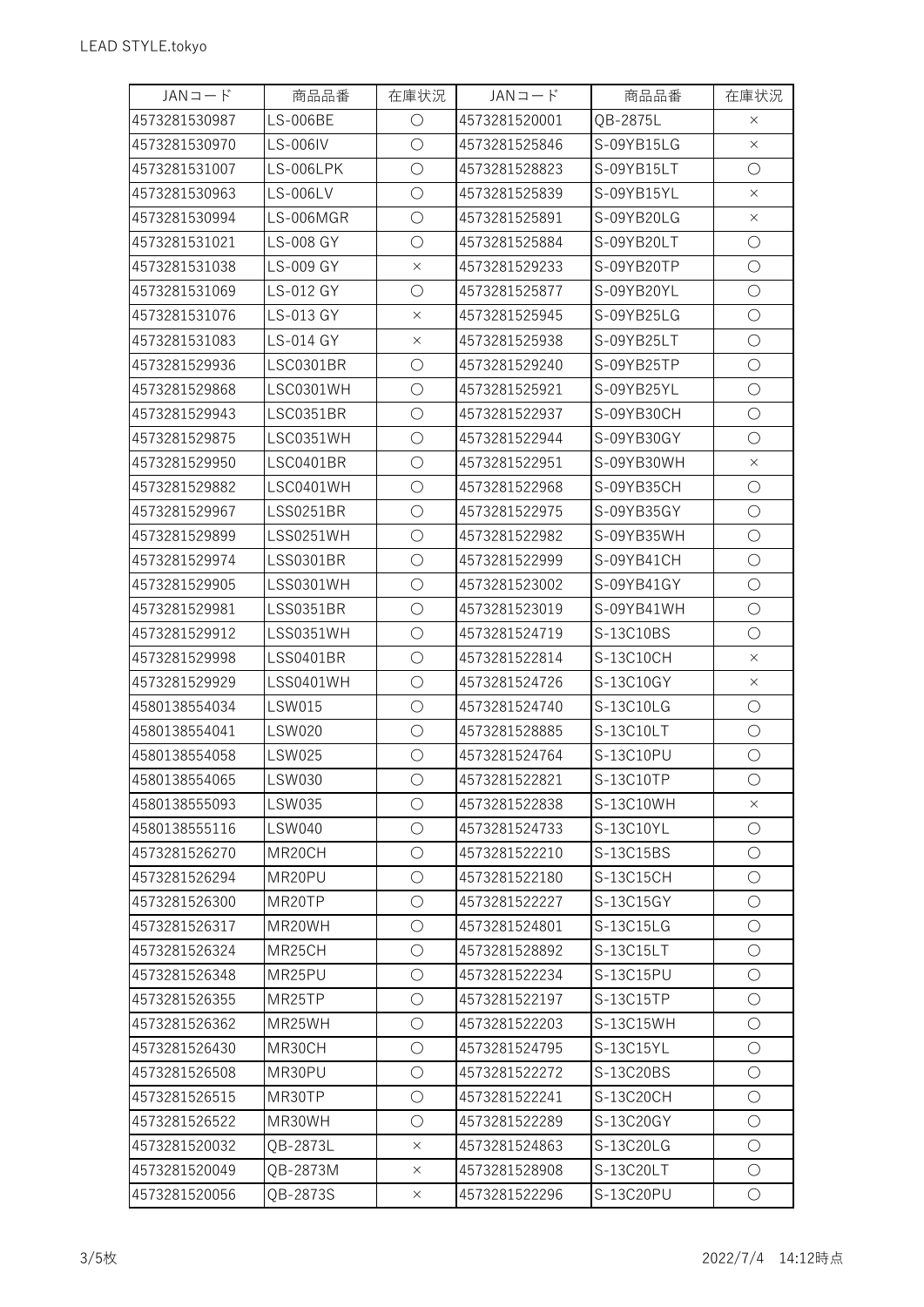| JANコード | 商品品番 | 在庫状況 | JANコード | 商品品番 | 在庫状況 |
| --- | --- | --- | --- | --- | --- |
| 4573281530987 | LS-006BE | ○ | 4573281520001 | QB-2875L | × |
| 4573281530970 | LS-006IV | ○ | 4573281525846 | S-09YB15LG | × |
| 4573281531007 | LS-006LPK | ○ | 4573281528823 | S-09YB15LT | ○ |
| 4573281530963 | LS-006LV | ○ | 4573281525839 | S-09YB15YL | × |
| 4573281530994 | LS-006MGR | ○ | 4573281525891 | S-09YB20LG | × |
| 4573281531021 | LS-008 GY | ○ | 4573281525884 | S-09YB20LT | ○ |
| 4573281531038 | LS-009 GY | × | 4573281529233 | S-09YB20TP | ○ |
| 4573281531069 | LS-012 GY | ○ | 4573281525877 | S-09YB20YL | ○ |
| 4573281531076 | LS-013 GY | × | 4573281525945 | S-09YB25LG | ○ |
| 4573281531083 | LS-014 GY | × | 4573281525938 | S-09YB25LT | ○ |
| 4573281529936 | LSC0301BR | ○ | 4573281529240 | S-09YB25TP | ○ |
| 4573281529868 | LSC0301WH | ○ | 4573281525921 | S-09YB25YL | ○ |
| 4573281529943 | LSC0351BR | ○ | 4573281522937 | S-09YB30CH | ○ |
| 4573281529875 | LSC0351WH | ○ | 4573281522944 | S-09YB30GY | ○ |
| 4573281529950 | LSC0401BR | ○ | 4573281522951 | S-09YB30WH | × |
| 4573281529882 | LSC0401WH | ○ | 4573281522968 | S-09YB35CH | ○ |
| 4573281529967 | LSS0251BR | ○ | 4573281522975 | S-09YB35GY | ○ |
| 4573281529899 | LSS0251WH | ○ | 4573281522982 | S-09YB35WH | ○ |
| 4573281529974 | LSS0301BR | ○ | 4573281522999 | S-09YB41CH | ○ |
| 4573281529905 | LSS0301WH | ○ | 4573281523002 | S-09YB41GY | ○ |
| 4573281529981 | LSS0351BR | ○ | 4573281523019 | S-09YB41WH | ○ |
| 4573281529912 | LSS0351WH | ○ | 4573281524719 | S-13C10BS | ○ |
| 4573281529998 | LSS0401BR | ○ | 4573281522814 | S-13C10CH | × |
| 4573281529929 | LSS0401WH | ○ | 4573281524726 | S-13C10GY | × |
| 4580138554034 | LSW015 | ○ | 4573281524740 | S-13C10LG | ○ |
| 4580138554041 | LSW020 | ○ | 4573281528885 | S-13C10LT | ○ |
| 4580138554058 | LSW025 | ○ | 4573281524764 | S-13C10PU | ○ |
| 4580138554065 | LSW030 | ○ | 4573281522821 | S-13C10TP | ○ |
| 4580138555093 | LSW035 | ○ | 4573281522838 | S-13C10WH | × |
| 4580138555116 | LSW040 | ○ | 4573281524733 | S-13C10YL | ○ |
| 4573281526270 | MR20CH | ○ | 4573281522210 | S-13C15BS | ○ |
| 4573281526294 | MR20PU | ○ | 4573281522180 | S-13C15CH | ○ |
| 4573281526300 | MR20TP | ○ | 4573281522227 | S-13C15GY | ○ |
| 4573281526317 | MR20WH | ○ | 4573281524801 | S-13C15LG | ○ |
| 4573281526324 | MR25CH | ○ | 4573281528892 | S-13C15LT | ○ |
| 4573281526348 | MR25PU | ○ | 4573281522234 | S-13C15PU | ○ |
| 4573281526355 | MR25TP | ○ | 4573281522197 | S-13C15TP | ○ |
| 4573281526362 | MR25WH | ○ | 4573281522203 | S-13C15WH | ○ |
| 4573281526430 | MR30CH | ○ | 4573281524795 | S-13C15YL | ○ |
| 4573281526508 | MR30PU | ○ | 4573281522272 | S-13C20BS | ○ |
| 4573281526515 | MR30TP | ○ | 4573281522241 | S-13C20CH | ○ |
| 4573281526522 | MR30WH | ○ | 4573281522289 | S-13C20GY | ○ |
| 4573281520032 | QB-2873L | × | 4573281524863 | S-13C20LG | ○ |
| 4573281520049 | QB-2873M | × | 4573281528908 | S-13C20LT | ○ |
| 4573281520056 | QB-2873S | × | 4573281522296 | S-13C20PU | ○ |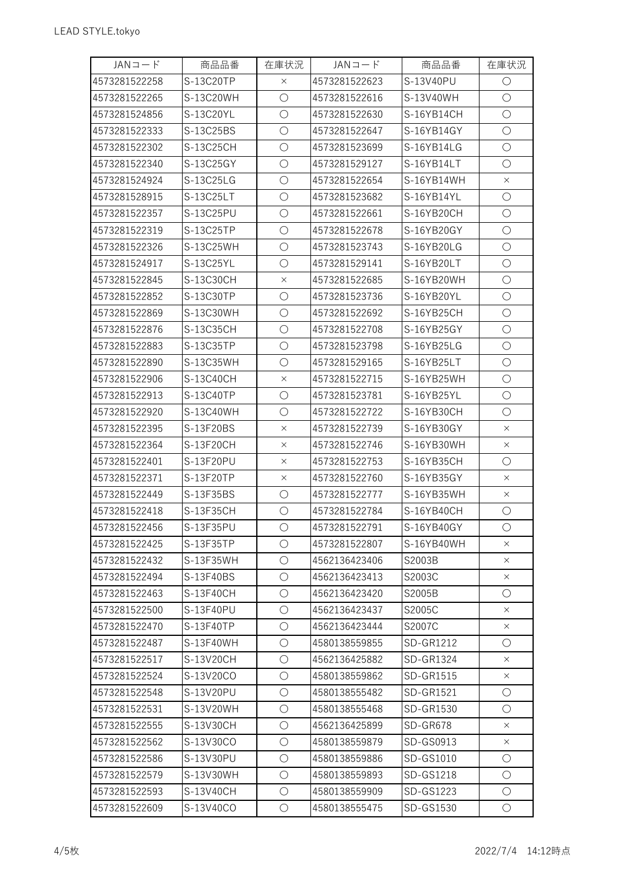| JANコード | 商品品番 | 在庫状況 | JANコード | 商品品番 | 在庫状況 |
|---|---|---|---|---|---|
| 4573281522258 | S-13C20TP | × | 4573281522623 | S-13V40PU | ○ |
| 4573281522265 | S-13C20WH | ○ | 4573281522616 | S-13V40WH | ○ |
| 4573281524856 | S-13C20YL | ○ | 4573281522630 | S-16YB14CH | ○ |
| 4573281522333 | S-13C25BS | ○ | 4573281522647 | S-16YB14GY | ○ |
| 4573281522302 | S-13C25CH | ○ | 4573281523699 | S-16YB14LG | ○ |
| 4573281522340 | S-13C25GY | ○ | 4573281529127 | S-16YB14LT | ○ |
| 4573281524924 | S-13C25LG | ○ | 4573281522654 | S-16YB14WH | × |
| 4573281528915 | S-13C25LT | ○ | 4573281523682 | S-16YB14YL | ○ |
| 4573281522357 | S-13C25PU | ○ | 4573281522661 | S-16YB20CH | ○ |
| 4573281522319 | S-13C25TP | ○ | 4573281522678 | S-16YB20GY | ○ |
| 4573281522326 | S-13C25WH | ○ | 4573281523743 | S-16YB20LG | ○ |
| 4573281524917 | S-13C25YL | ○ | 4573281529141 | S-16YB20LT | ○ |
| 4573281522845 | S-13C30CH | × | 4573281522685 | S-16YB20WH | ○ |
| 4573281522852 | S-13C30TP | ○ | 4573281523736 | S-16YB20YL | ○ |
| 4573281522869 | S-13C30WH | ○ | 4573281522692 | S-16YB25CH | ○ |
| 4573281522876 | S-13C35CH | ○ | 4573281522708 | S-16YB25GY | ○ |
| 4573281522883 | S-13C35TP | ○ | 4573281523798 | S-16YB25LG | ○ |
| 4573281522890 | S-13C35WH | ○ | 4573281529165 | S-16YB25LT | ○ |
| 4573281522906 | S-13C40CH | × | 4573281522715 | S-16YB25WH | ○ |
| 4573281522913 | S-13C40TP | ○ | 4573281523781 | S-16YB25YL | ○ |
| 4573281522920 | S-13C40WH | ○ | 4573281522722 | S-16YB30CH | ○ |
| 4573281522395 | S-13F20BS | × | 4573281522739 | S-16YB30GY | × |
| 4573281522364 | S-13F20CH | × | 4573281522746 | S-16YB30WH | × |
| 4573281522401 | S-13F20PU | × | 4573281522753 | S-16YB35CH | ○ |
| 4573281522371 | S-13F20TP | × | 4573281522760 | S-16YB35GY | × |
| 4573281522449 | S-13F35BS | ○ | 4573281522777 | S-16YB35WH | × |
| 4573281522418 | S-13F35CH | ○ | 4573281522784 | S-16YB40CH | ○ |
| 4573281522456 | S-13F35PU | ○ | 4573281522791 | S-16YB40GY | ○ |
| 4573281522425 | S-13F35TP | ○ | 4573281522807 | S-16YB40WH | × |
| 4573281522432 | S-13F35WH | ○ | 4562136423406 | S2003B | × |
| 4573281522494 | S-13F40BS | ○ | 4562136423413 | S2003C | × |
| 4573281522463 | S-13F40CH | ○ | 4562136423420 | S2005B | ○ |
| 4573281522500 | S-13F40PU | ○ | 4562136423437 | S2005C | × |
| 4573281522470 | S-13F40TP | ○ | 4562136423444 | S2007C | × |
| 4573281522487 | S-13F40WH | ○ | 4580138559855 | SD-GR1212 | ○ |
| 4573281522517 | S-13V20CH | ○ | 4562136425882 | SD-GR1324 | × |
| 4573281522524 | S-13V20CO | ○ | 4580138559862 | SD-GR1515 | × |
| 4573281522548 | S-13V20PU | ○ | 4580138555482 | SD-GR1521 | ○ |
| 4573281522531 | S-13V20WH | ○ | 4580138555468 | SD-GR1530 | ○ |
| 4573281522555 | S-13V30CH | ○ | 4562136425899 | SD-GR678 | × |
| 4573281522562 | S-13V30CO | ○ | 4580138559879 | SD-GS0913 | × |
| 4573281522586 | S-13V30PU | ○ | 4580138559886 | SD-GS1010 | ○ |
| 4573281522579 | S-13V30WH | ○ | 4580138559893 | SD-GS1218 | ○ |
| 4573281522593 | S-13V40CH | ○ | 4580138559909 | SD-GS1223 | ○ |
| 4573281522609 | S-13V40CO | ○ | 4580138555475 | SD-GS1530 | ○ |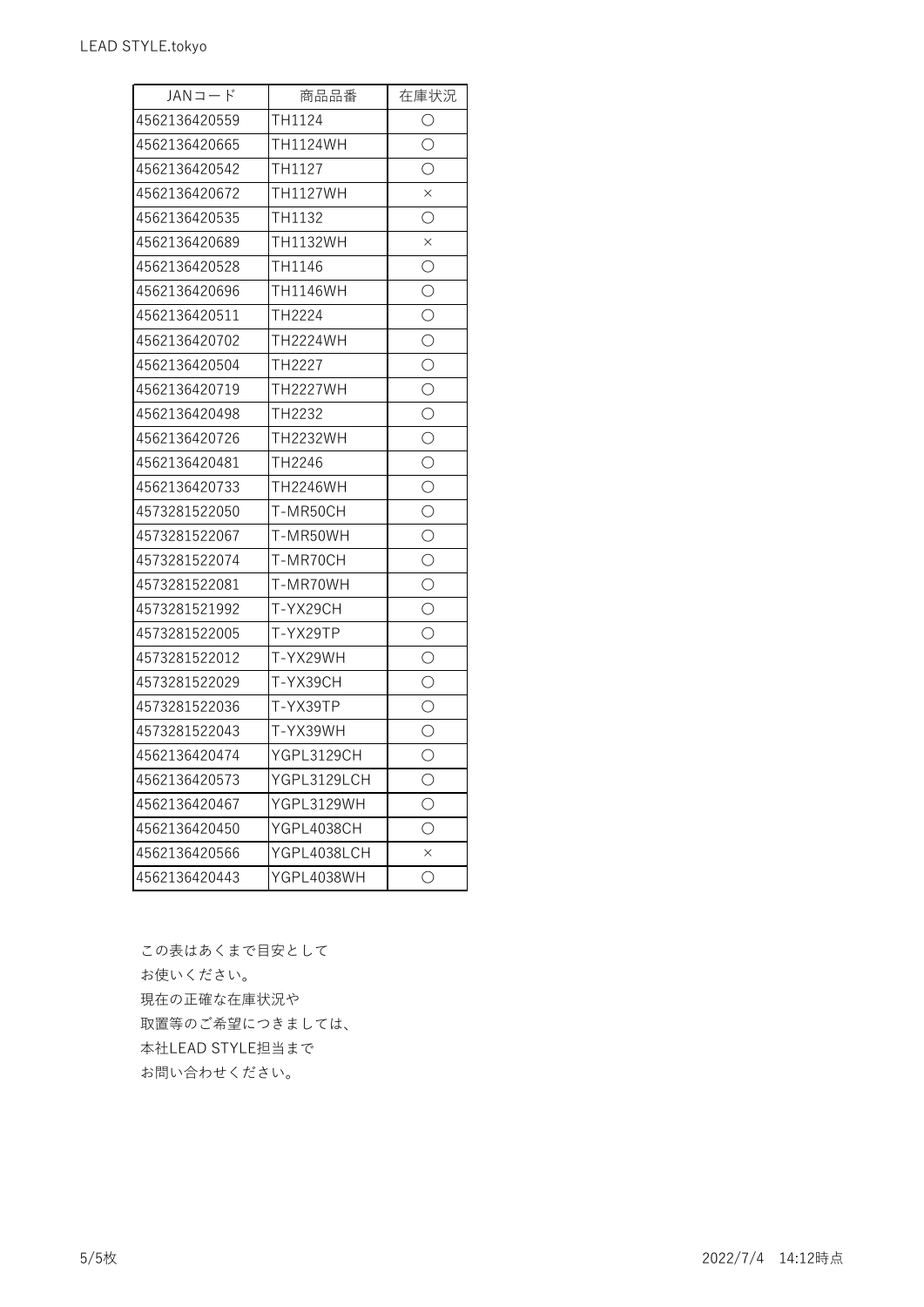| JANコード | 商品品番 | 在庫状況 |
| --- | --- | --- |
| 4562136420559 | TH1124 | ○ |
| 4562136420665 | TH1124WH | ○ |
| 4562136420542 | TH1127 | ○ |
| 4562136420672 | TH1127WH | × |
| 4562136420535 | TH1132 | ○ |
| 4562136420689 | TH1132WH | × |
| 4562136420528 | TH1146 | ○ |
| 4562136420696 | TH1146WH | ○ |
| 4562136420511 | TH2224 | ○ |
| 4562136420702 | TH2224WH | ○ |
| 4562136420504 | TH2227 | ○ |
| 4562136420719 | TH2227WH | ○ |
| 4562136420498 | TH2232 | ○ |
| 4562136420726 | TH2232WH | ○ |
| 4562136420481 | TH2246 | ○ |
| 4562136420733 | TH2246WH | ○ |
| 4573281522050 | T-MR50CH | ○ |
| 4573281522067 | T-MR50WH | ○ |
| 4573281522074 | T-MR70CH | ○ |
| 4573281522081 | T-MR70WH | ○ |
| 4573281521992 | T-YX29CH | ○ |
| 4573281522005 | T-YX29TP | ○ |
| 4573281522012 | T-YX29WH | ○ |
| 4573281522029 | T-YX39CH | ○ |
| 4573281522036 | T-YX39TP | ○ |
| 4573281522043 | T-YX39WH | ○ |
| 4562136420474 | YGPL3129CH | ○ |
| 4562136420573 | YGPL3129LCH | ○ |
| 4562136420467 | YGPL3129WH | ○ |
| 4562136420450 | YGPL4038CH | ○ |
| 4562136420566 | YGPL4038LCH | × |
| 4562136420443 | YGPL4038WH | ○ |

この表はあくまで目安として
お使いください。
現在の正確な在庫状況や
取置等のご希望につきましては、
本社LEAD STYLE担当まで
お問い合わせください。

2022/7/4　14:12時点